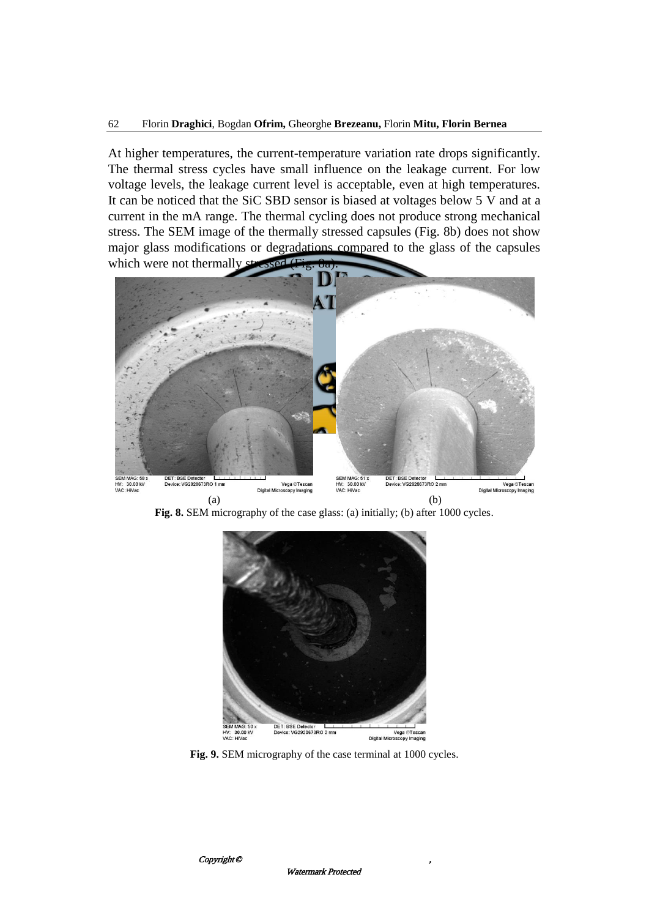At higher temperatures, the current-temperature variation rate drops significantly. The thermal stress cycles have small influence on the leakage current. For low voltage levels, the leakage current level is acceptable, even at high temperatures. It can be noticed that the SiC SBD sensor is biased at voltages below 5 V and at a current in the mA range. The thermal cycling does not produce strong mechanical stress. The SEM image of the thermally stressed capsules (Fig. 8b) does not show major glass modifications or degradations compared to the glass of the capsules which were not thermally stressed (Fig. 8a).

(a) (b)

**Fig. 8.** SEM micrography of the case glass: (a) initially; (b) after 1000 cycles.

**Fig. 9.** SEM micrography of the case terminal at 1000 cycles.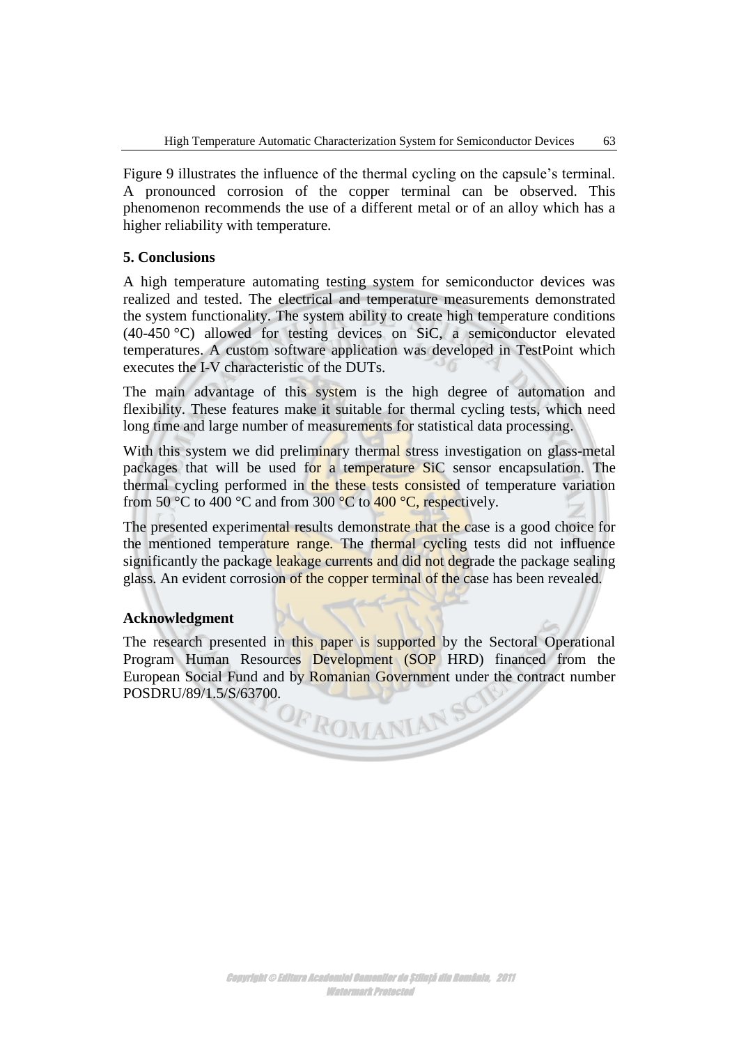Figure 9 illustrates the influence of the thermal cycling on the capsule's terminal. A pronounced corrosion of the copper terminal can be observed. This phenomenon recommends the use of a different metal or of an alloy which has a higher reliability with temperature.

## 5. Conclusions

A high temperature automating testing system for semiconductor devices was realized and tested. The electrical and temperature measurements demonstrated the system functionality. The system ability to create high temperature conditions (40-450 °C) allowed for testing devices on SiC, a semiconductor elevated temperatures. A custom software application was developed in TestPoint which executes the I-V characteristic of the DUTs.

The main advantage of this system is the high degree of automation and flexibility. These features make it suitable for thermal cycling tests, which need long time and large number of measurements for statistical data processing.

With this system we did preliminary thermal stress investigation on glass-metal packages that will be used for a temperature SiC sensor encapsulation. The thermal cycling performed in the these tests consisted of temperature variation from 50 °C to 400 °C and from 300 °C to 400 °C, respectively.

The presented experimental results demonstrate that the case is a good choice for the mentioned temperature range. The thermal cycling tests did not influence significantly the package leakage currents and did not degrade the package sealing glass. An evident corrosion of the copper terminal of the case has been revealed.

## Acknowledgment

The research presented in this paper is supported by the Sectoral Operational Program Human Resources Development (SOP HRD) financed from the European Social Fund and by Romanian Government under the contract number POSDRU/89/1.5/S/63700.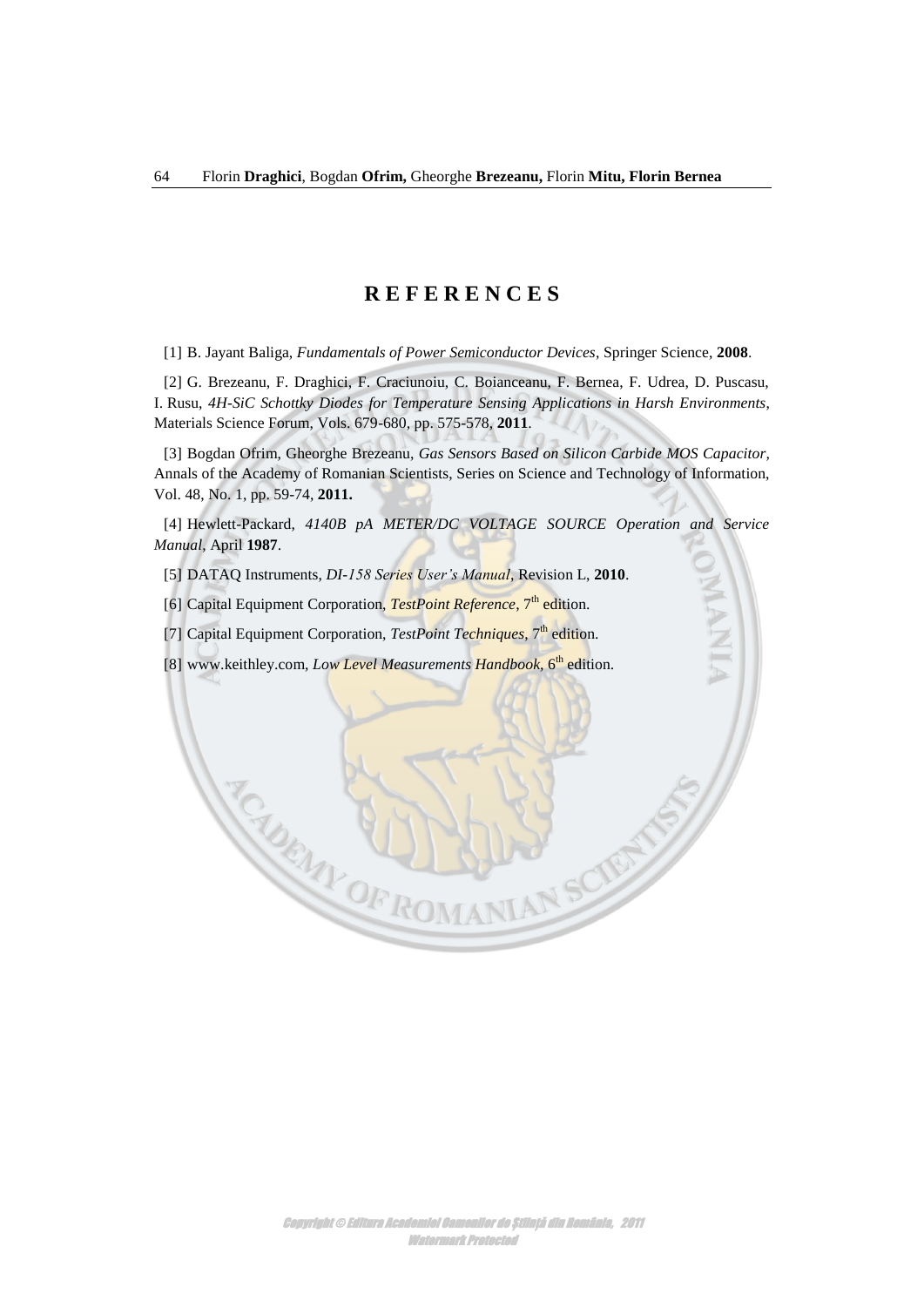# REFERENCES

[1] B. Jayant Baliga, *Fundamentals of Power Semiconductor Devices*, Springer Science, **2008**.

[2] G. Brezeanu, F. Draghici, F. Craciunoiu, C. Boianceanu, F. Bernea, F. Udrea, D. Puscasu, I. Rusu, *4H-SiC Schottky Diodes for Temperature Sensing Applications in Harsh Environments*, Materials Science Forum, Vols. 679-680, pp. 575-578, **2011**.

[3] Bogdan Ofrim, Gheorghe Brezeanu, *Gas Sensors Based on Silicon Carbide MOS Capacitor*, Annals of the Academy of Romanian Scientists, Series on Science and Technology of Information, Vol. 48, No. 1, pp. 59-74, **2011.**

[4] Hewlett-Packard, *4140B pA METER/DC VOLTAGE SOURCE Operation and Service Manual*, April **1987**.

[5] DATAQ Instruments, *DI-158 Series User's Manual*, Revision L, **2010**.

[6] Capital Equipment Corporation, *TestPoint Reference*, 7th edition.

[7] Capital Equipment Corporation, *TestPoint Techniques*, 7th edition.

[8] www.keithley.com, *Low Level Measurements Handbook*, 6th edition.